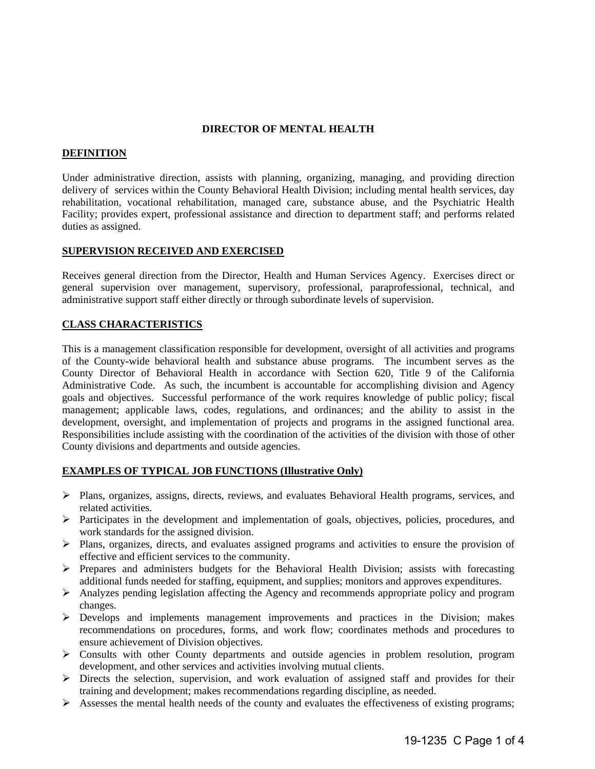# DIRECTOR OF MENTAL HEALTH

## DEFINITION

Under administrative direction, assists with planning, organizing, managing, and providing direction delivery of services within the County Behavioral Health Division; including mental health services, day rehabilitation, vocational rehabilitation, managed care, substance abuse, and the Psychiatric Health Facility; provides expert, professional assistance and direction to department staff; and performs related duties as assigned.

## SUPERVISION RECEIVED AND EXERCISED

Receives general direction from the Director, Health and Human Services Agency. Exercises direct or general supervision over management, supervisory, professional, paraprofessional, technical, and administrative support staff either directly or through subordinate levels of supervision.

## CLASS CHARACTERISTICS

This is a management classification responsible for development, oversight of all activities and programs of the County-wide behavioral health and substance abuse programs. The incumbent serves as the County Director of Behavioral Health in accordance with Section 620, Title 9 of the California Administrative Code. As such, the incumbent is accountable for accomplishing division and Agency goals and objectives. Successful performance of the work requires knowledge of public policy; fiscal management; applicable laws, codes, regulations, and ordinances; and the ability to assist in the development, oversight, and implementation of projects and programs in the assigned functional area. Responsibilities include assisting with the coordination of the activities of the division with those of other County divisions and departments and outside agencies.

## EXAMPLES OF TYPICAL JOB FUNCTIONS (Illustrative Only)

- Plans, organizes, assigns, directs, reviews, and evaluates Behavioral Health programs, services, and related activities.
- Participates in the development and implementation of goals, objectives, policies, procedures, and work standards for the assigned division.
- Plans, organizes, directs, and evaluates assigned programs and activities to ensure the provision of effective and efficient services to the community.
- Prepares and administers budgets for the Behavioral Health Division; assists with forecasting additional funds needed for staffing, equipment, and supplies; monitors and approves expenditures.
- Analyzes pending legislation affecting the Agency and recommends appropriate policy and program changes.
- Develops and implements management improvements and practices in the Division; makes recommendations on procedures, forms, and work flow; coordinates methods and procedures to ensure achievement of Division objectives.
- Consults with other County departments and outside agencies in problem resolution, program development, and other services and activities involving mutual clients.
- Directs the selection, supervision, and work evaluation of assigned staff and provides for their training and development; makes recommendations regarding discipline, as needed.
- Assesses the mental health needs of the county and evaluates the effectiveness of existing programs;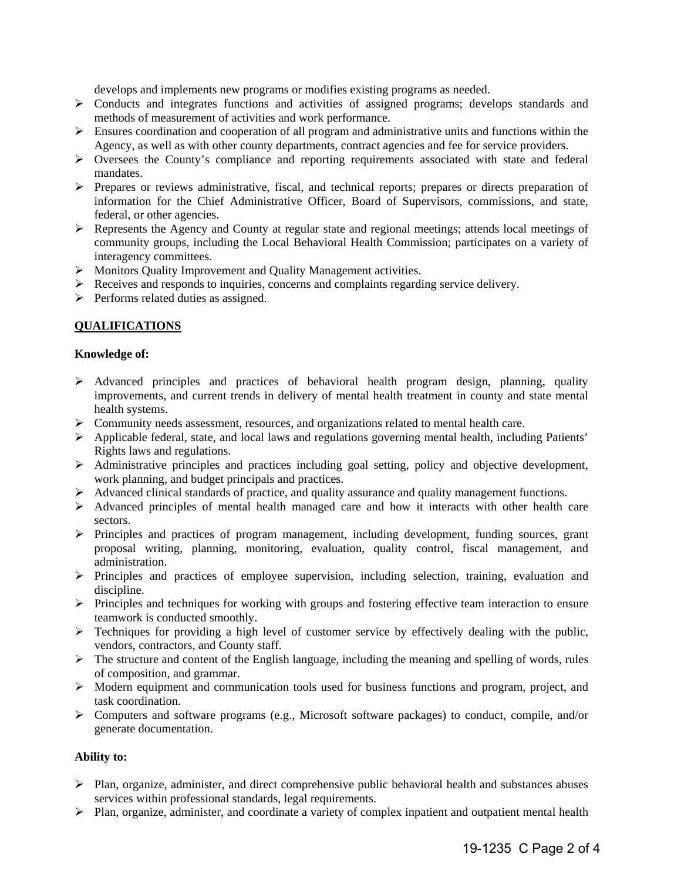develops and implements new programs or modifies existing programs as needed.

- Conducts and integrates functions and activities of assigned programs; develops standards and methods of measurement of activities and work performance.
- Ensures coordination and cooperation of all program and administrative units and functions within the Agency, as well as with other county departments, contract agencies and fee for service providers.
- Oversees the County's compliance and reporting requirements associated with state and federal mandates.
- Prepares or reviews administrative, fiscal, and technical reports; prepares or directs preparation of information for the Chief Administrative Officer, Board of Supervisors, commissions, and state, federal, or other agencies.
- Represents the Agency and County at regular state and regional meetings; attends local meetings of community groups, including the Local Behavioral Health Commission; participates on a variety of interagency committees.
- Monitors Quality Improvement and Quality Management activities.
- Receives and responds to inquiries, concerns and complaints regarding service delivery.
- Performs related duties as assigned.

## QUALIFICATIONS

**Knowledge of:**

- Advanced principles and practices of behavioral health program design, planning, quality improvements, and current trends in delivery of mental health treatment in county and state mental health systems.
- Community needs assessment, resources, and organizations related to mental health care.
- Applicable federal, state, and local laws and regulations governing mental health, including Patients' Rights laws and regulations.
- Administrative principles and practices including goal setting, policy and objective development, work planning, and budget principals and practices.
- Advanced clinical standards of practice, and quality assurance and quality management functions.
- Advanced principles of mental health managed care and how it interacts with other health care sectors.
- Principles and practices of program management, including development, funding sources, grant proposal writing, planning, monitoring, evaluation, quality control, fiscal management, and administration.
- Principles and practices of employee supervision, including selection, training, evaluation and discipline.
- Principles and techniques for working with groups and fostering effective team interaction to ensure teamwork is conducted smoothly.
- Techniques for providing a high level of customer service by effectively dealing with the public, vendors, contractors, and County staff.
- The structure and content of the English language, including the meaning and spelling of words, rules of composition, and grammar.
- Modern equipment and communication tools used for business functions and program, project, and task coordination.
- Computers and software programs (e.g., Microsoft software packages) to conduct, compile, and/or generate documentation.

**Ability to:**

- Plan, organize, administer, and direct comprehensive public behavioral health and substances abuses services within professional standards, legal requirements.
- Plan, organize, administer, and coordinate a variety of complex inpatient and outpatient mental health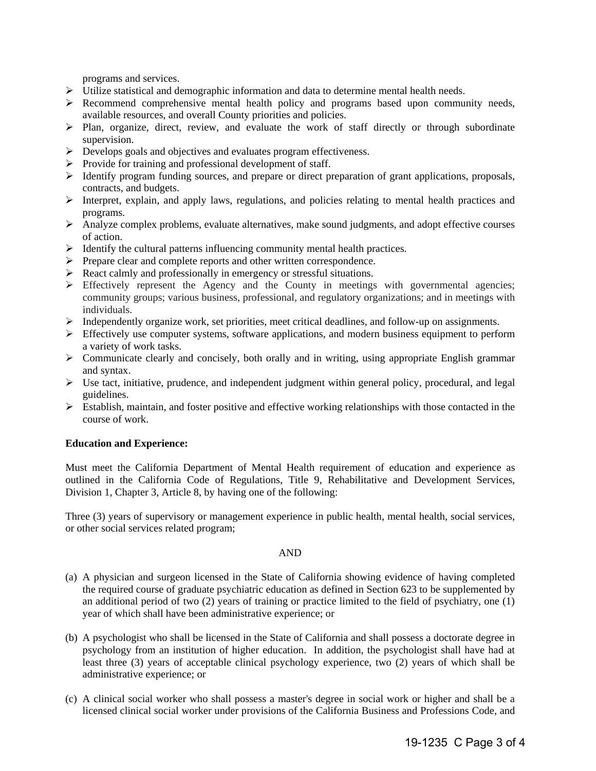programs and services.

- Utilize statistical and demographic information and data to determine mental health needs.
- Recommend comprehensive mental health policy and programs based upon community needs, available resources, and overall County priorities and policies.
- Plan, organize, direct, review, and evaluate the work of staff directly or through subordinate supervision.
- Develops goals and objectives and evaluates program effectiveness.
- Provide for training and professional development of staff.
- Identify program funding sources, and prepare or direct preparation of grant applications, proposals, contracts, and budgets.
- Interpret, explain, and apply laws, regulations, and policies relating to mental health practices and programs.
- Analyze complex problems, evaluate alternatives, make sound judgments, and adopt effective courses of action.
- Identify the cultural patterns influencing community mental health practices.
- Prepare clear and complete reports and other written correspondence.
- React calmly and professionally in emergency or stressful situations.
- Effectively represent the Agency and the County in meetings with governmental agencies; community groups; various business, professional, and regulatory organizations; and in meetings with individuals.
- Independently organize work, set priorities, meet critical deadlines, and follow-up on assignments.
- Effectively use computer systems, software applications, and modern business equipment to perform a variety of work tasks.
- Communicate clearly and concisely, both orally and in writing, using appropriate English grammar and syntax.
- Use tact, initiative, prudence, and independent judgment within general policy, procedural, and legal guidelines.
- Establish, maintain, and foster positive and effective working relationships with those contacted in the course of work.

**Education and Experience:**

Must meet the California Department of Mental Health requirement of education and experience as outlined in the California Code of Regulations, Title 9, Rehabilitative and Development Services, Division 1, Chapter 3, Article 8, by having one of the following:

Three (3) years of supervisory or management experience in public health, mental health, social services, or other social services related program;

AND

(a) A physician and surgeon licensed in the State of California showing evidence of having completed the required course of graduate psychiatric education as defined in Section 623 to be supplemented by an additional period of two (2) years of training or practice limited to the field of psychiatry, one (1) year of which shall have been administrative experience; or

(b) A psychologist who shall be licensed in the State of California and shall possess a doctorate degree in psychology from an institution of higher education. In addition, the psychologist shall have had at least three (3) years of acceptable clinical psychology experience, two (2) years of which shall be administrative experience; or

(c) A clinical social worker who shall possess a master's degree in social work or higher and shall be a licensed clinical social worker under provisions of the California Business and Professions Code, and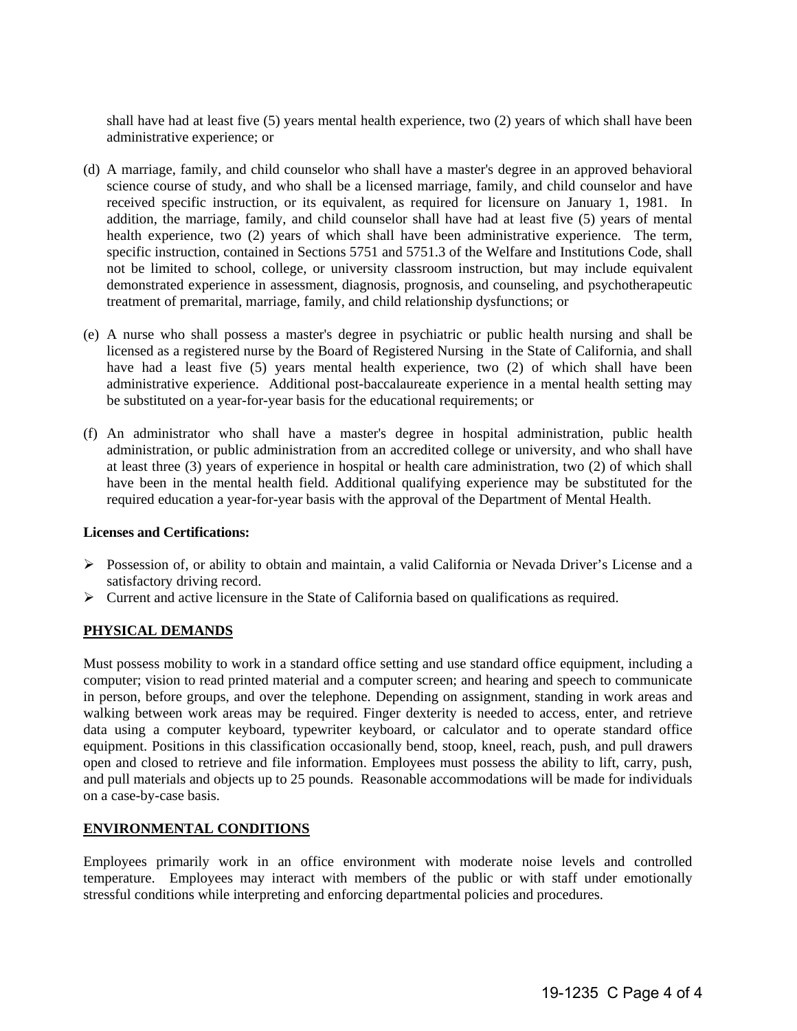shall have had at least five (5) years mental health experience, two (2) years of which shall have been administrative experience; or

(d) A marriage, family, and child counselor who shall have a master's degree in an approved behavioral science course of study, and who shall be a licensed marriage, family, and child counselor and have received specific instruction, or its equivalent, as required for licensure on January 1, 1981. In addition, the marriage, family, and child counselor shall have had at least five (5) years of mental health experience, two (2) years of which shall have been administrative experience. The term, specific instruction, contained in Sections 5751 and 5751.3 of the Welfare and Institutions Code, shall not be limited to school, college, or university classroom instruction, but may include equivalent demonstrated experience in assessment, diagnosis, prognosis, and counseling, and psychotherapeutic treatment of premarital, marriage, family, and child relationship dysfunctions; or

(e) A nurse who shall possess a master's degree in psychiatric or public health nursing and shall be licensed as a registered nurse by the Board of Registered Nursing in the State of California, and shall have had a least five (5) years mental health experience, two (2) of which shall have been administrative experience. Additional post-baccalaureate experience in a mental health setting may be substituted on a year-for-year basis for the educational requirements; or

(f) An administrator who shall have a master's degree in hospital administration, public health administration, or public administration from an accredited college or university, and who shall have at least three (3) years of experience in hospital or health care administration, two (2) of which shall have been in the mental health field. Additional qualifying experience may be substituted for the required education a year-for-year basis with the approval of the Department of Mental Health.

**Licenses and Certifications:**

- Possession of, or ability to obtain and maintain, a valid California or Nevada Driver's License and a satisfactory driving record.
- Current and active licensure in the State of California based on qualifications as required.

## PHYSICAL DEMANDS

Must possess mobility to work in a standard office setting and use standard office equipment, including a computer; vision to read printed material and a computer screen; and hearing and speech to communicate in person, before groups, and over the telephone. Depending on assignment, standing in work areas and walking between work areas may be required. Finger dexterity is needed to access, enter, and retrieve data using a computer keyboard, typewriter keyboard, or calculator and to operate standard office equipment. Positions in this classification occasionally bend, stoop, kneel, reach, push, and pull drawers open and closed to retrieve and file information. Employees must possess the ability to lift, carry, push, and pull materials and objects up to 25 pounds. Reasonable accommodations will be made for individuals on a case-by-case basis.

## ENVIRONMENTAL CONDITIONS

Employees primarily work in an office environment with moderate noise levels and controlled temperature. Employees may interact with members of the public or with staff under emotionally stressful conditions while interpreting and enforcing departmental policies and procedures.